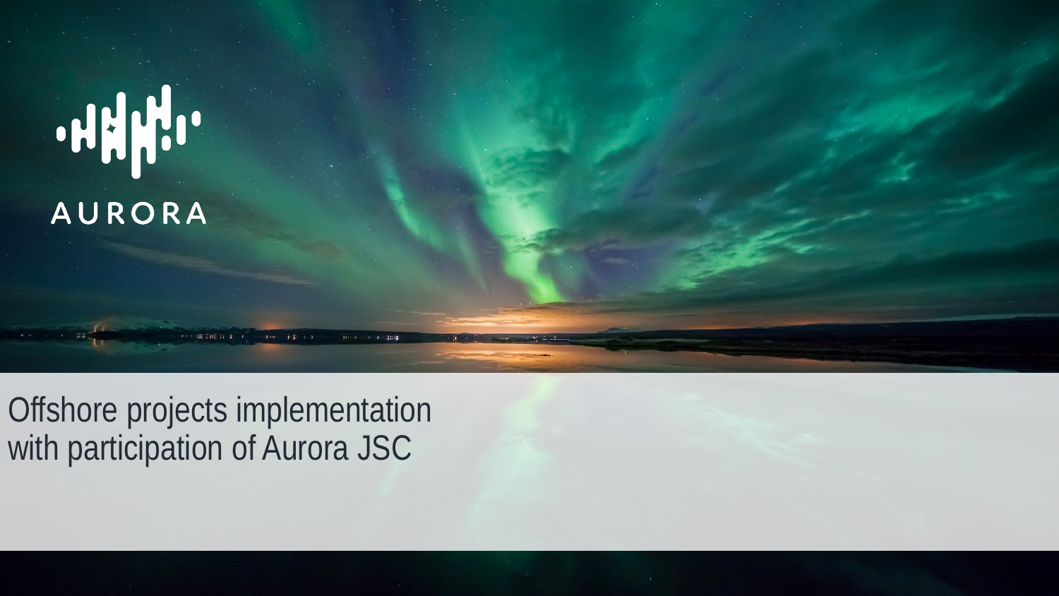AURORA

# Offshore projects implementation with participation of Aurora JSC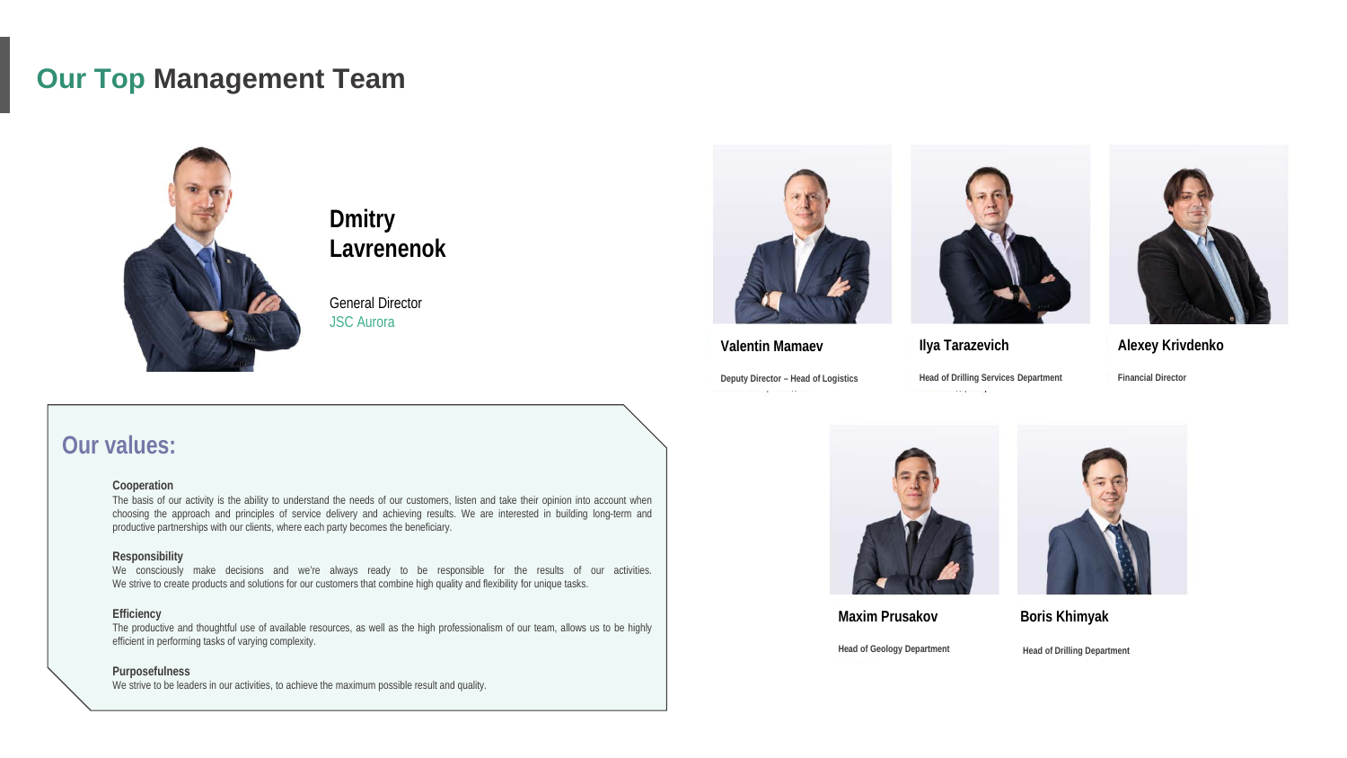# Our Top Management Team

**Dmitry Lavrenenok**

General Director
JSC Aurora

**Valentin Mamaev**

Deputy Director – Head of Logistics

**Ilya Tarazevich**

Head of Drilling Services Department

**Alexey Krivdenko**

Financial Director

**Maxim Prusakov**

Head of Geology Department

**Boris Khimyak**

Head of Drilling Department

## Our values:

**Cooperation**
The basis of our activity is the ability to understand the needs of our customers, listen and take their opinion into account when choosing the approach and principles of service delivery and achieving results. We are interested in building long-term and productive partnerships with our clients, where each party becomes the beneficiary.

**Responsibility**
We consciously make decisions and we're always ready to be responsible for the results of our activities. We strive to create products and solutions for our customers that combine high quality and flexibility for unique tasks.

**Efficiency**
The productive and thoughtful use of available resources, as well as the high professionalism of our team, allows us to be highly efficient in performing tasks of varying complexity.

**Purposefulness**
We strive to be leaders in our activities, to achieve the maximum possible result and quality.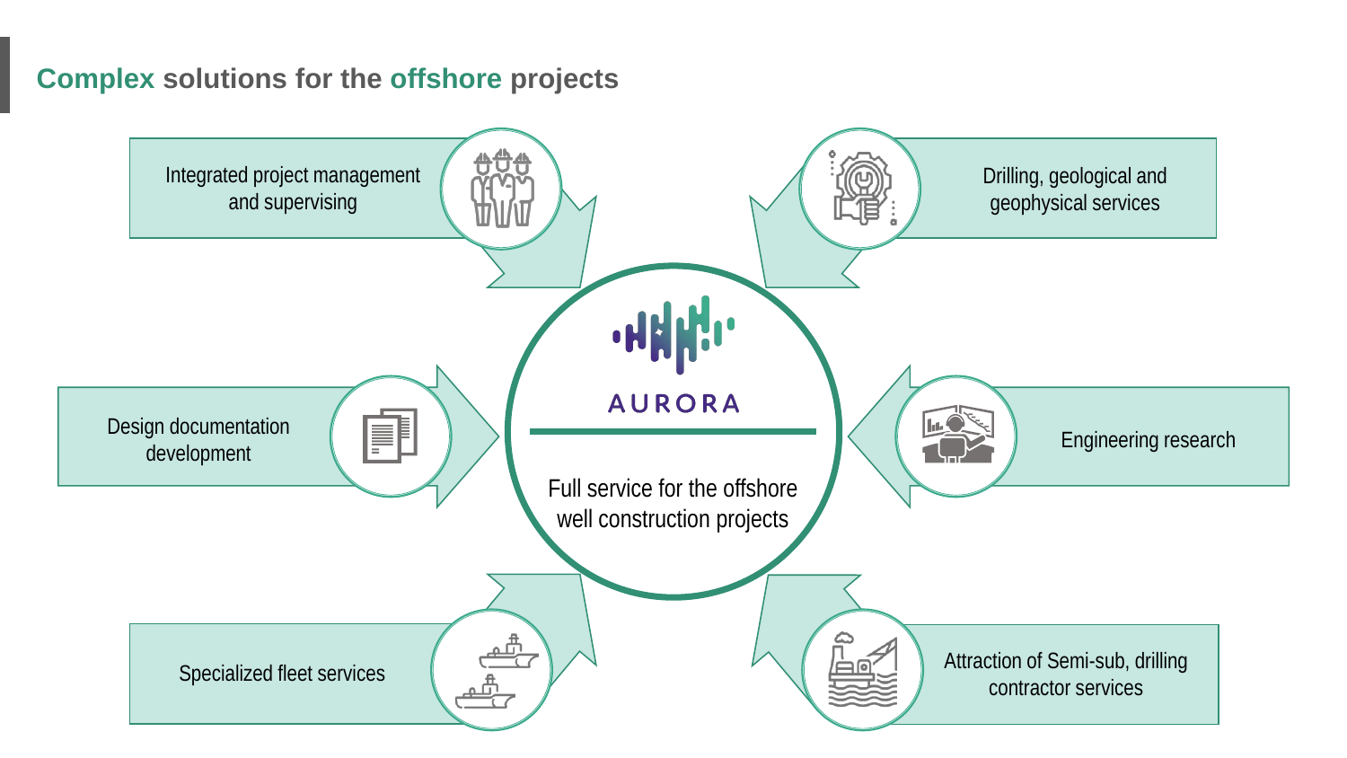## Complex solutions for the offshore projects

- Integrated project management and supervising
- Drilling, geological and geophysical services
- Design documentation development
- Engineering research
- Specialized fleet services
- Attraction of Semi-sub, drilling contractor services

AURORA

Full service for the offshore well construction projects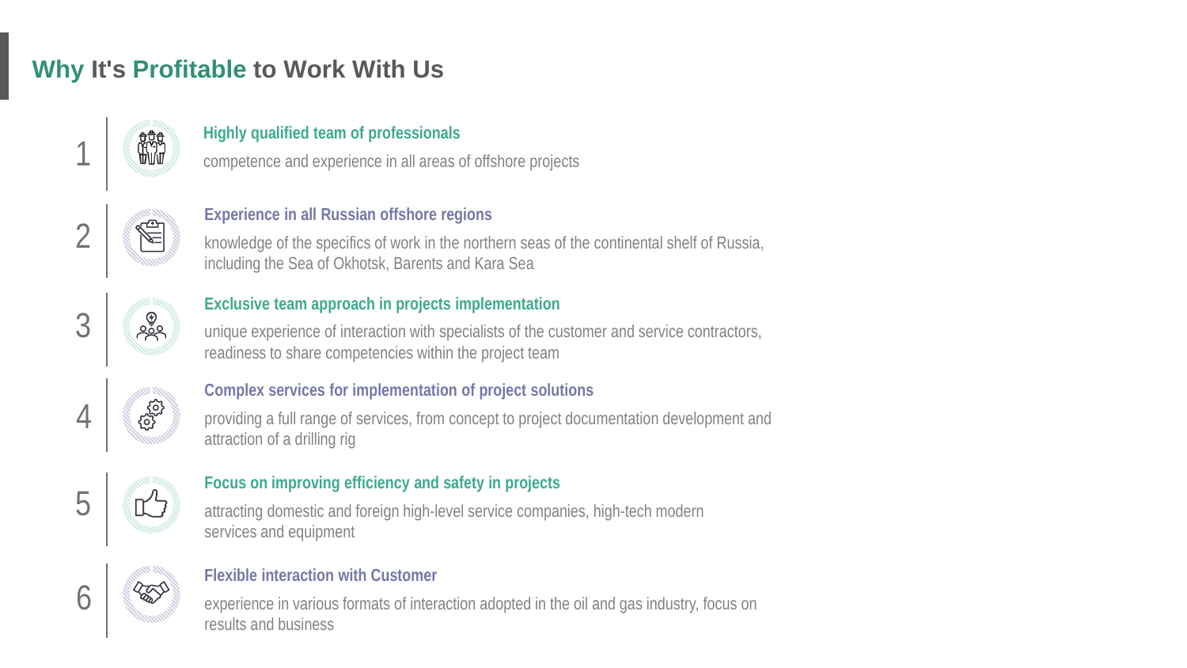## Why It's Profitable to Work With Us

1. **Highly qualified team of professionals**

   competence and experience in all areas of offshore projects

2. **Experience in all Russian offshore regions**

   knowledge of the specifics of work in the northern seas of the continental shelf of Russia, including the Sea of Okhotsk, Barents and Kara Sea

3. **Exclusive team approach in projects implementation**

   unique experience of interaction with specialists of the customer and service contractors, readiness to share competencies within the project team

4. **Complex services for implementation of project solutions**

   providing a full range of services, from concept to project documentation development and attraction of a drilling rig

5. **Focus on improving efficiency and safety in projects**

   attracting domestic and foreign high-level service companies, high-tech modern services and equipment

6. **Flexible interaction with Customer**

   experience in various formats of interaction adopted in the oil and gas industry, focus on results and business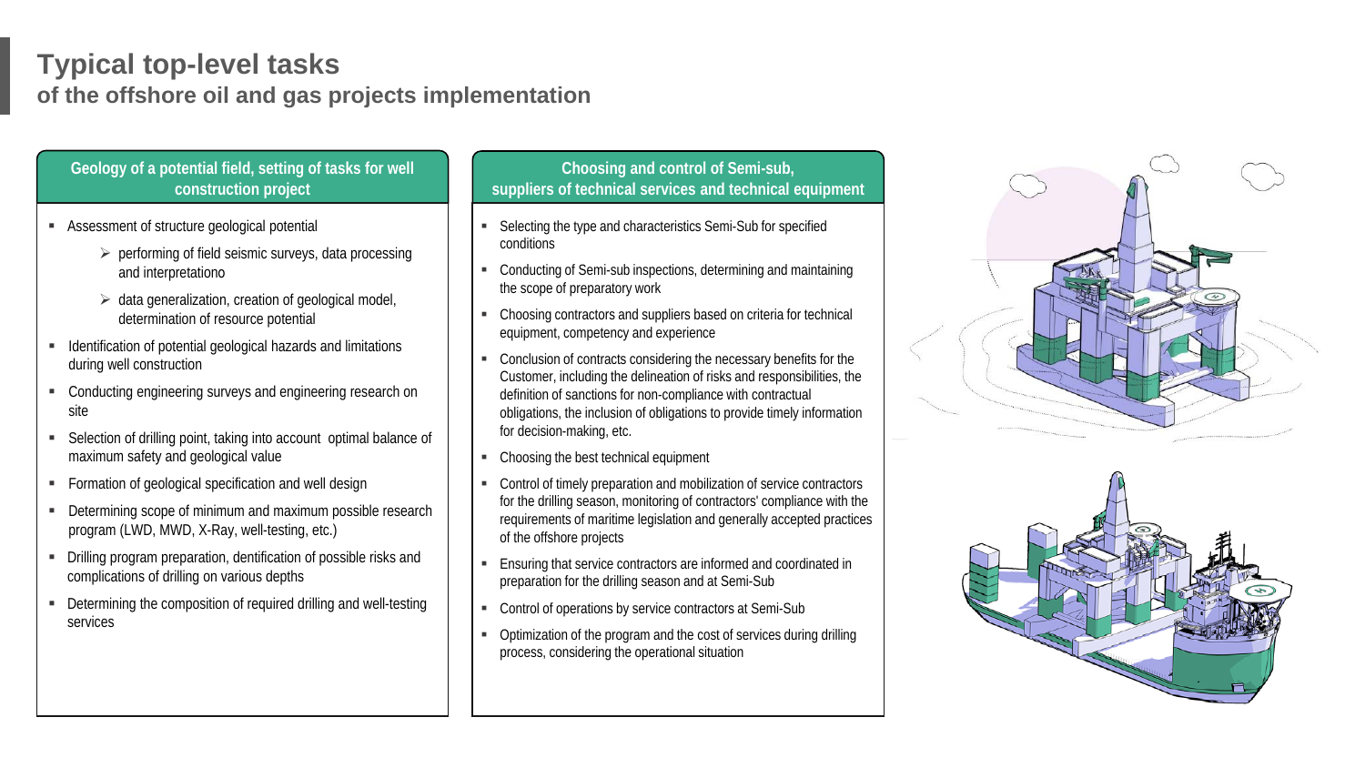# Typical top-level tasks

## of the offshore oil and gas projects implementation

### Geology of a potential field, setting of tasks for well construction project

- Assessment of structure geological potential
  - performing of field seismic surveys, data processing and interpretationo
  - data generalization, creation of geological model, determination of resource potential
- Identification of potential geological hazards and limitations during well construction
- Conducting engineering surveys and engineering research on site
- Selection of drilling point, taking into account optimal balance of maximum safety and geological value
- Formation of geological specification and well design
- Determining scope of minimum and maximum possible research program (LWD, MWD, X-Ray, well-testing, etc.)
- Drilling program preparation, dentification of possible risks and complications of drilling on various depths
- Determining the composition of required drilling and well-testing services

### Choosing and control of Semi-sub, suppliers of technical services and technical equipment

- Selecting the type and characteristics Semi-Sub for specified conditions
- Conducting of Semi-sub inspections, determining and maintaining the scope of preparatory work
- Choosing contractors and suppliers based on criteria for technical equipment, competency and experience
- Conclusion of contracts considering the necessary benefits for the Customer, including the delineation of risks and responsibilities, the definition of sanctions for non-compliance with contractual obligations, the inclusion of obligations to provide timely information for decision-making, etc.
- Choosing the best technical equipment
- Control of timely preparation and mobilization of service contractors for the drilling season, monitoring of contractors' compliance with the requirements of maritime legislation and generally accepted practices of the offshore projects
- Ensuring that service contractors are informed and coordinated in preparation for the drilling season and at Semi-Sub
- Control of operations by service contractors at Semi-Sub
- Optimization of the program and the cost of services during drilling process, considering the operational situation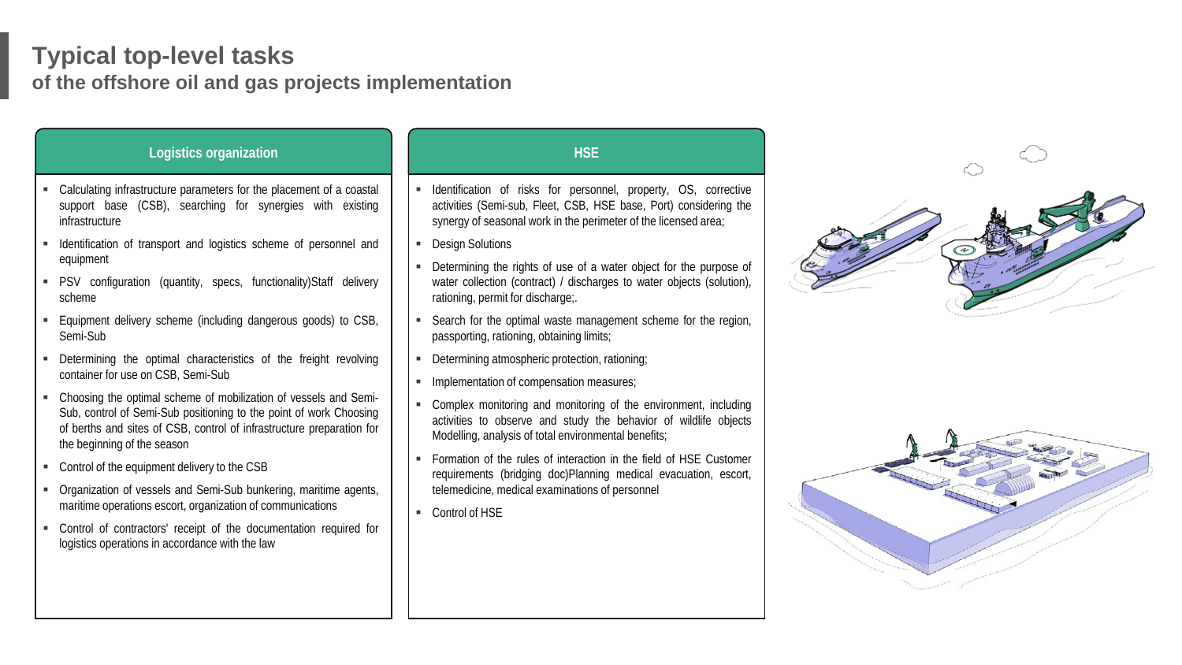# Typical top-level tasks

## of the offshore oil and gas projects implementation

### Logistics organization

- Calculating infrastructure parameters for the placement of a coastal support base (CSB), searching for synergies with existing infrastructure
- Identification of transport and logistics scheme of personnel and equipment
- PSV configuration (quantity, specs, functionality)Staff delivery scheme
- Equipment delivery scheme (including dangerous goods) to CSB, Semi-Sub
- Determining the optimal characteristics of the freight revolving container for use on CSB, Semi-Sub
- Choosing the optimal scheme of mobilization of vessels and Semi-Sub, control of Semi-Sub positioning to the point of work Choosing of berths and sites of CSB, control of infrastructure preparation for the beginning of the season
- Control of the equipment delivery to the CSB
- Organization of vessels and Semi-Sub bunkering, maritime agents, maritime operations escort, organization of communications
- Control of contractors' receipt of the documentation required for logistics operations in accordance with the law

### HSE

- Identification of risks for personnel, property, OS, corrective activities (Semi-sub, Fleet, CSB, HSE base, Port) considering the synergy of seasonal work in the perimeter of the licensed area;
- Design Solutions
- Determining the rights of use of a water object for the purpose of water collection (contract) / discharges to water objects (solution), rationing, permit for discharge;.
- Search for the optimal waste management scheme for the region, passporting, rationing, obtaining limits;
- Determining atmospheric protection, rationing;
- Implementation of compensation measures;
- Complex monitoring and monitoring of the environment, including activities to observe and study the behavior of wildlife objects Modelling, analysis of total environmental benefits;
- Formation of the rules of interaction in the field of HSE Customer requirements (bridging doc)Planning medical evacuation, escort, telemedicine, medical examinations of personnel
- Control of HSE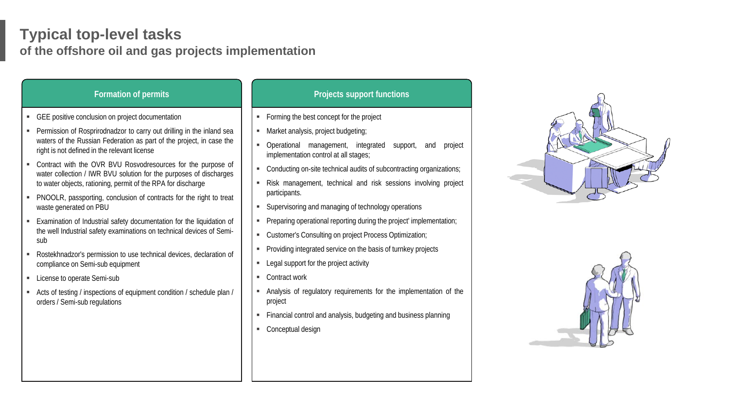# Typical top-level tasks

## of the offshore oil and gas projects implementation

### Formation of permits

- GEE positive conclusion on project documentation
- Permission of Rosprirodnadzor to carry out drilling in the inland sea waters of the Russian Federation as part of the project, in case the right is not defined in the relevant license
- Contract with the OVR BVU Rosvodresources for the purpose of water collection / IWR BVU solution for the purposes of discharges to water objects, rationing, permit of the RPA for discharge
- PNOOLR, passporting, conclusion of contracts for the right to treat waste generated on PBU
- Examination of Industrial safety documentation for the liquidation of the well Industrial safety examinations on technical devices of Semi-sub
- Rostekhnadzor's permission to use technical devices, declaration of compliance on Semi-sub equipment
- License to operate Semi-sub
- Acts of testing / inspections of equipment condition / schedule plan / orders / Semi-sub regulations

### Projects support functions

- Forming the best concept for the project
- Market analysis, project budgeting;
- Operational management, integrated support, and project implementation control at all stages;
- Conducting on-site technical audits of subcontracting organizations;
- Risk management, technical and risk sessions involving project participants.
- Supervisoring and managing of technology operations
- Preparing operational reporting during the project' implementation;
- Customer's Consulting on project Process Optimization;
- Providing integrated service on the basis of turnkey projects
- Legal support for the project activity
- Contract work
- Analysis of regulatory requirements for the implementation of the project
- Financial control and analysis, budgeting and business planning
- Conceptual design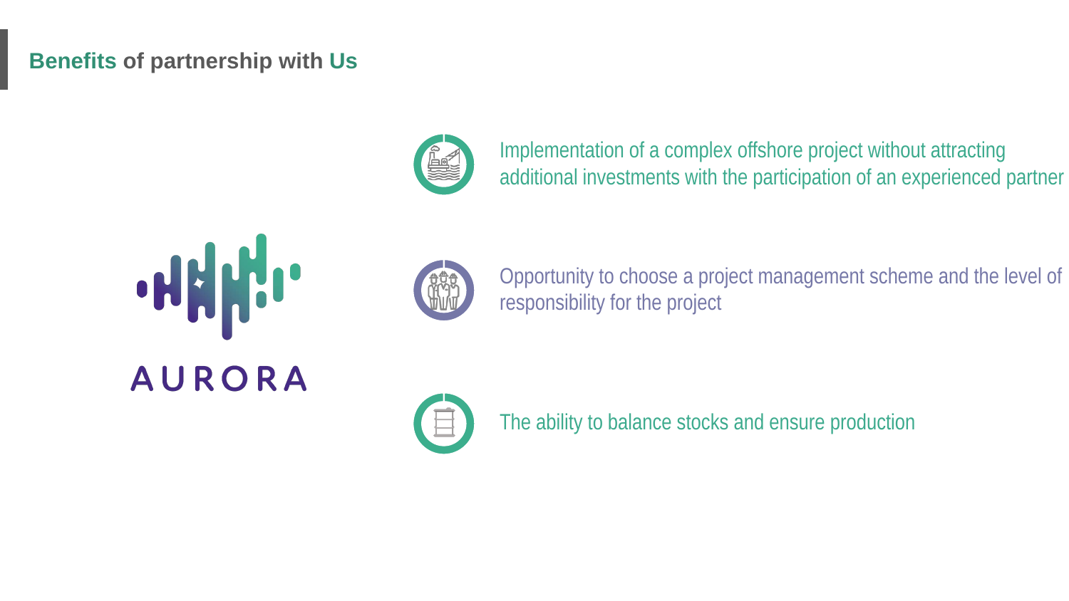## Benefits of partnership with Us

AURORA

- Implementation of a complex offshore project without attracting additional investments with the participation of an experienced partner
- Opportunity to choose a project management scheme and the level of responsibility for the project
- The ability to balance stocks and ensure production